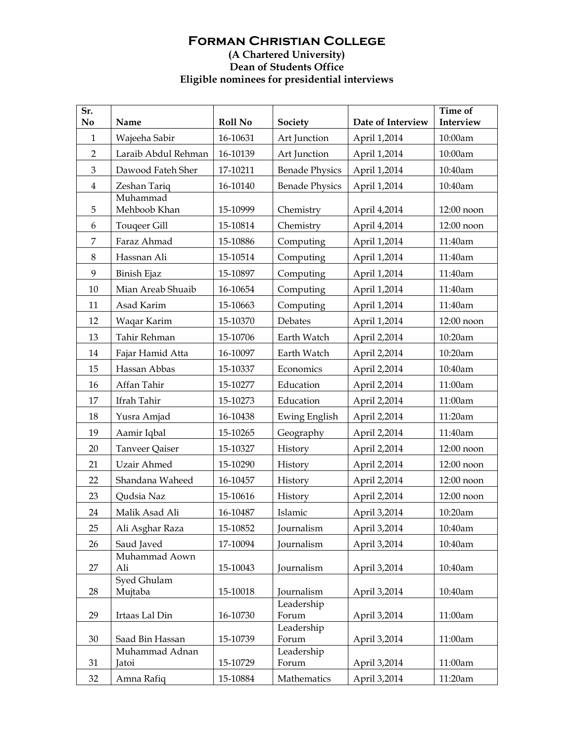# Forman Christian College

**(A Chartered University)**
**Dean of Students Office**
**Eligible nominees for presidential interviews**

| Sr. No | Name | Roll No | Society | Date of Interview | Time of Interview |
|---|---|---|---|---|---|
| 1 | Wajeeha Sabir | 16-10631 | Art Junction | April 1,2014 | 10:00am |
| 2 | Laraib Abdul Rehman | 16-10139 | Art Junction | April 1,2014 | 10:00am |
| 3 | Dawood Fateh Sher | 17-10211 | Benade Physics | April 1,2014 | 10:40am |
| 4 | Zeshan Tariq | 16-10140 | Benade Physics | April 1,2014 | 10:40am |
| 5 | Muhammad Mehboob Khan | 15-10999 | Chemistry | April 4,2014 | 12:00 noon |
| 6 | Touqeer Gill | 15-10814 | Chemistry | April 4,2014 | 12:00 noon |
| 7 | Faraz Ahmad | 15-10886 | Computing | April 1,2014 | 11:40am |
| 8 | Hassnan Ali | 15-10514 | Computing | April 1,2014 | 11:40am |
| 9 | Binish Ejaz | 15-10897 | Computing | April 1,2014 | 11:40am |
| 10 | Mian Areab Shuaib | 16-10654 | Computing | April 1,2014 | 11:40am |
| 11 | Asad Karim | 15-10663 | Computing | April 1,2014 | 11:40am |
| 12 | Waqar Karim | 15-10370 | Debates | April 1,2014 | 12:00 noon |
| 13 | Tahir Rehman | 15-10706 | Earth Watch | April 2,2014 | 10:20am |
| 14 | Fajar Hamid Atta | 16-10097 | Earth Watch | April 2,2014 | 10:20am |
| 15 | Hassan Abbas | 15-10337 | Economics | April 2,2014 | 10:40am |
| 16 | Affan Tahir | 15-10277 | Education | April 2,2014 | 11:00am |
| 17 | Ifrah Tahir | 15-10273 | Education | April 2,2014 | 11:00am |
| 18 | Yusra Amjad | 16-10438 | Ewing English | April 2,2014 | 11:20am |
| 19 | Aamir Iqbal | 15-10265 | Geography | April 2,2014 | 11:40am |
| 20 | Tanveer Qaiser | 15-10327 | History | April 2,2014 | 12:00 noon |
| 21 | Uzair Ahmed | 15-10290 | History | April 2,2014 | 12:00 noon |
| 22 | Shandana Waheed | 16-10457 | History | April 2,2014 | 12:00 noon |
| 23 | Qudsia Naz | 15-10616 | History | April 2,2014 | 12:00 noon |
| 24 | Malik Asad Ali | 16-10487 | Islamic | April 3,2014 | 10:20am |
| 25 | Ali Asghar Raza | 15-10852 | Journalism | April 3,2014 | 10:40am |
| 26 | Saud Javed | 17-10094 | Journalism | April 3,2014 | 10:40am |
| 27 | Muhammad Aown Ali | 15-10043 | Journalism | April 3,2014 | 10:40am |
| 28 | Syed Ghulam Mujtaba | 15-10018 | Journalism | April 3,2014 | 10:40am |
| 29 | Irtaas Lal Din | 16-10730 | Leadership Forum | April 3,2014 | 11:00am |
| 30 | Saad Bin Hassan | 15-10739 | Leadership Forum | April 3,2014 | 11:00am |
| 31 | Muhammad Adnan Jatoi | 15-10729 | Leadership Forum | April 3,2014 | 11:00am |
| 32 | Amna Rafiq | 15-10884 | Mathematics | April 3,2014 | 11:20am |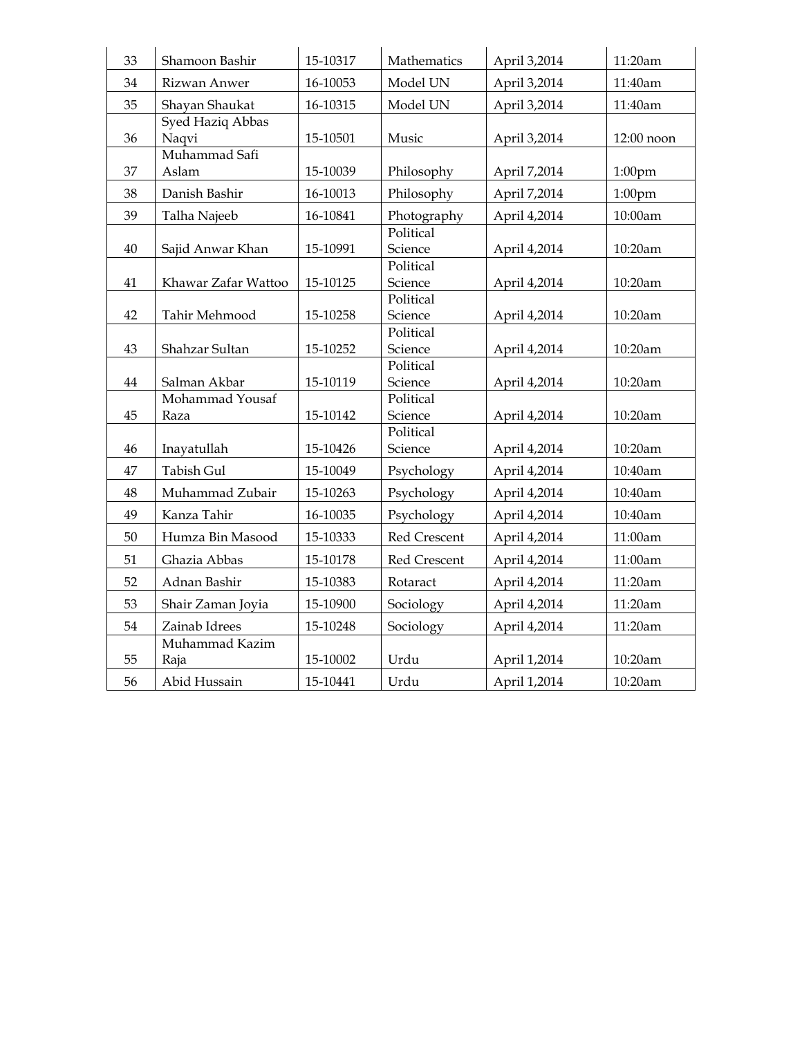| | | | | | |
|---|---|---|---|---|---|
| 33 | Shamoon Bashir | 15-10317 | Mathematics | April 3,2014 | 11:20am |
| 34 | Rizwan Anwer | 16-10053 | Model UN | April 3,2014 | 11:40am |
| 35 | Shayan Shaukat | 16-10315 | Model UN | April 3,2014 | 11:40am |
| 36 | Syed Haziq Abbas Naqvi | 15-10501 | Music | April 3,2014 | 12:00 noon |
| 37 | Muhammad Safi Aslam | 15-10039 | Philosophy | April 7,2014 | 1:00pm |
| 38 | Danish Bashir | 16-10013 | Philosophy | April 7,2014 | 1:00pm |
| 39 | Talha Najeeb | 16-10841 | Photography | April 4,2014 | 10:00am |
| 40 | Sajid Anwar Khan | 15-10991 | Political Science | April 4,2014 | 10:20am |
| 41 | Khawar Zafar Wattoo | 15-10125 | Political Science | April 4,2014 | 10:20am |
| 42 | Tahir Mehmood | 15-10258 | Political Science | April 4,2014 | 10:20am |
| 43 | Shahzar Sultan | 15-10252 | Political Science | April 4,2014 | 10:20am |
| 44 | Salman Akbar | 15-10119 | Political Science | April 4,2014 | 10:20am |
| 45 | Mohammad Yousaf Raza | 15-10142 | Political Science | April 4,2014 | 10:20am |
| 46 | Inayatullah | 15-10426 | Political Science | April 4,2014 | 10:20am |
| 47 | Tabish Gul | 15-10049 | Psychology | April 4,2014 | 10:40am |
| 48 | Muhammad Zubair | 15-10263 | Psychology | April 4,2014 | 10:40am |
| 49 | Kanza Tahir | 16-10035 | Psychology | April 4,2014 | 10:40am |
| 50 | Humza Bin Masood | 15-10333 | Red Crescent | April 4,2014 | 11:00am |
| 51 | Ghazia Abbas | 15-10178 | Red Crescent | April 4,2014 | 11:00am |
| 52 | Adnan Bashir | 15-10383 | Rotaract | April 4,2014 | 11:20am |
| 53 | Shair Zaman Joyia | 15-10900 | Sociology | April 4,2014 | 11:20am |
| 54 | Zainab Idrees | 15-10248 | Sociology | April 4,2014 | 11:20am |
| 55 | Muhammad Kazim Raja | 15-10002 | Urdu | April 1,2014 | 10:20am |
| 56 | Abid Hussain | 15-10441 | Urdu | April 1,2014 | 10:20am |